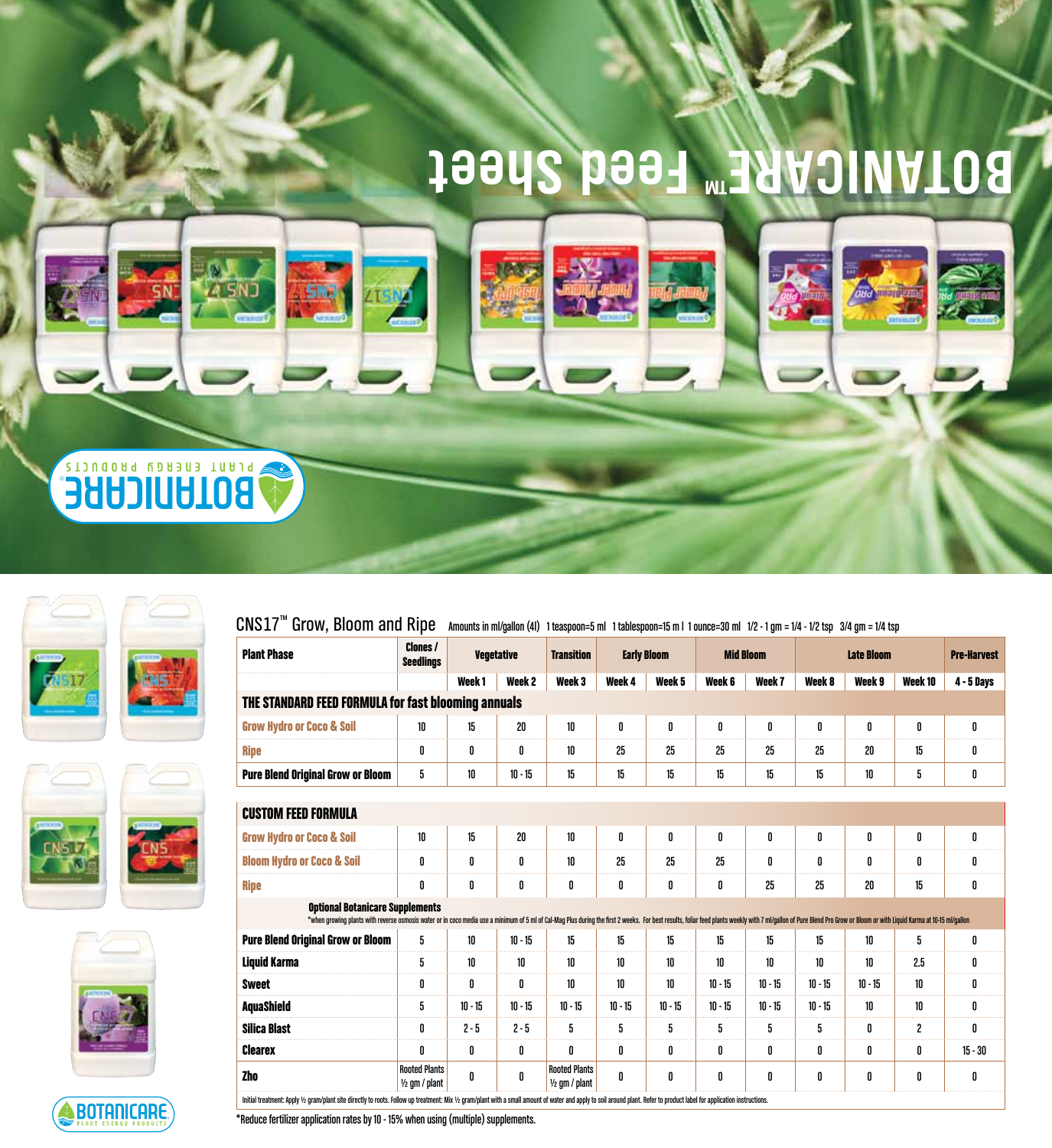# BOTANICARE™ Feed Sheet

BOTANICARE PLANT ENERGY PRODUCTS

## CNS17™ Grow, Bloom and Ripe

Amounts in ml/gallon (4l) 1 teaspoon=5 ml 1 tablespoon=15 m l 1 ounce=30 ml 1/2 - 1 gm = 1/4 - 1/2 tsp 3/4 gm = 1/4 tsp

| Plant Phase | Clones / Seedlings | Vegetative | | Transition | Early Bloom | | Mid Bloom | | Late Bloom | | | Pre-Harvest |
|---|---|---|---|---|---|---|---|---|---|---|---|---|
| | | Week 1 | Week 2 | Week 3 | Week 4 | Week 5 | Week 6 | Week 7 | Week 8 | Week 9 | Week 10 | 4 - 5 Days |
| **THE STANDARD FEED FORMULA for fast blooming annuals** | | | | | | | | | | | | |
| Grow Hydro or Coco & Soil | 10 | 15 | 20 | 10 | 0 | 0 | 0 | 0 | 0 | 0 | 0 | 0 |
| Ripe | 0 | 0 | 0 | 10 | 25 | 25 | 25 | 25 | 25 | 20 | 15 | 0 |
| Pure Blend Original Grow or Bloom | 5 | 10 | 10 - 15 | 15 | 15 | 15 | 15 | 15 | 15 | 10 | 5 | 0 |
| **CUSTOM FEED FORMULA** | | | | | | | | | | | | |
| Grow Hydro or Coco & Soil | 10 | 15 | 20 | 10 | 0 | 0 | 0 | 0 | 0 | 0 | 0 | 0 |
| Bloom Hydro or Coco & Soil | 0 | 0 | 0 | 10 | 25 | 25 | 25 | 0 | 0 | 0 | 0 | 0 |
| Ripe | 0 | 0 | 0 | 0 | 0 | 0 | 0 | 25 | 25 | 20 | 15 | 0 |
| **Optional Botanicare Supplements** *when growing plants with reverse osmosis water or in coco media use a minimum of 5 ml of Cal-Mag Plus during the first 2 weeks. For best results, foliar feed plants weekly with 7 ml/gallon of Pure Blend Pro Grow or Bloom or with Liquid Karma at 10-15 ml/gallon | | | | | | | | | | | | |
| Pure Blend Original Grow or Bloom | 5 | 10 | 10 - 15 | 15 | 15 | 15 | 15 | 15 | 15 | 10 | 5 | 0 |
| Liquid Karma | 5 | 10 | 10 | 10 | 10 | 10 | 10 | 10 | 10 | 10 | 2.5 | 0 |
| Sweet | 0 | 0 | 0 | 10 | 10 | 10 | 10 - 15 | 10 - 15 | 10 - 15 | 10 - 15 | 10 | 0 |
| AquaShield | 5 | 10 - 15 | 10 - 15 | 10 - 15 | 10 - 15 | 10 - 15 | 10 - 15 | 10 - 15 | 10 - 15 | 10 | 10 | 0 |
| Silica Blast | 0 | 2 - 5 | 2 - 5 | 5 | 5 | 5 | 5 | 5 | 5 | 0 | 2 | 0 |
| Clearex | 0 | 0 | 0 | 0 | 0 | 0 | 0 | 0 | 0 | 0 | 0 | 15 - 30 |
| Zho | Rooted Plants ½ gm / plant | 0 | 0 | Rooted Plants ½ gm / plant | 0 | 0 | 0 | 0 | 0 | 0 | 0 | 0 |

Initial treatment: Apply ½ gram/plant site directly to roots. Follow up treatment: Mix ½ gram/plant with a small amount of water and apply to soil around plant. Refer to product label for application instructions.

*Reduce fertilizer application rates by 10 - 15% when using (multiple) supplements.

BOTANICARE PLANT ENERGY PRODUCTS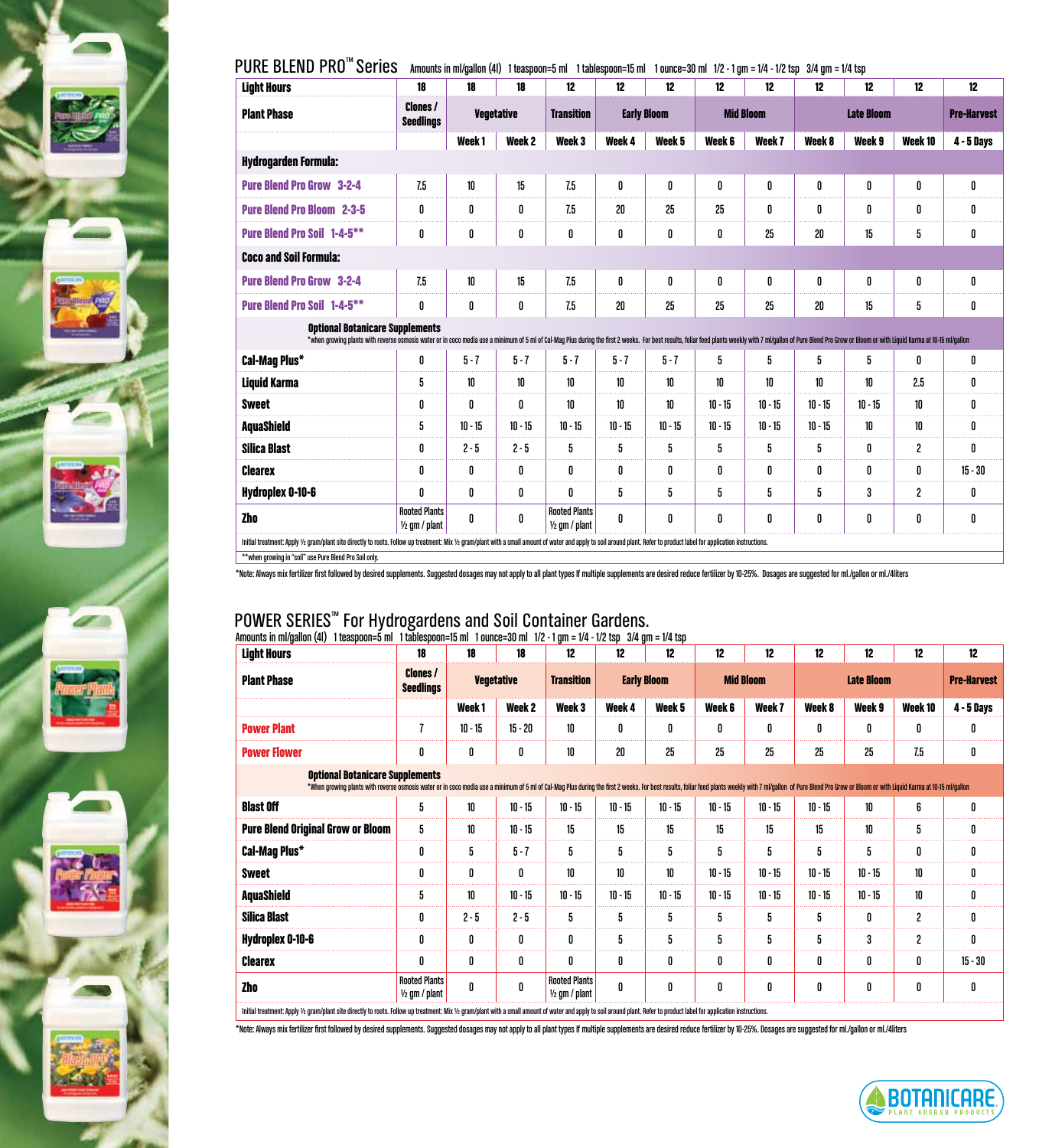## PURE BLEND PRO™ Series

Amounts in ml/gallon (4l) 1 teaspoon=5 ml 1 tablespoon=15 ml 1 ounce=30 ml 1/2 - 1 gm = 1/4 - 1/2 tsp 3/4 gm = 1/4 tsp

| Light Hours | 18 | 18 | 18 | 12 | 12 | 12 | 12 | 12 | 12 | 12 | 12 | 12 |
|---|---|---|---|---|---|---|---|---|---|---|---|---|
| Plant Phase | Clones / Seedlings | Vegetative | | Transition | Early Bloom | | Mid Bloom | | Late Bloom | | | Pre-Harvest |
| | | Week 1 | Week 2 | Week 3 | Week 4 | Week 5 | Week 6 | Week 7 | Week 8 | Week 9 | Week 10 | 4 - 5 Days |
| **Hydrogarden Formula:** | | | | | | | | | | | | |
| Pure Blend Pro Grow 3-2-4 | 7.5 | 10 | 15 | 7.5 | 0 | 0 | 0 | 0 | 0 | 0 | 0 | 0 |
| Pure Blend Pro Bloom 2-3-5 | 0 | 0 | 0 | 7.5 | 20 | 25 | 25 | 0 | 0 | 0 | 0 | 0 |
| Pure Blend Pro Soil 1-4-5** | 0 | 0 | 0 | 0 | 0 | 0 | 0 | 25 | 20 | 15 | 5 | 0 |
| **Coco and Soil Formula:** | | | | | | | | | | | | |
| Pure Blend Pro Grow 3-2-4 | 7.5 | 10 | 15 | 7.5 | 0 | 0 | 0 | 0 | 0 | 0 | 0 | 0 |
| Pure Blend Pro Soil 1-4-5** | 0 | 0 | 0 | 7.5 | 20 | 25 | 25 | 25 | 20 | 15 | 5 | 0 |
| **Optional Botanicare Supplements** *when growing plants with reverse osmosis water or in coco media use a minimum of 5 ml of Cal-Mag Plus during the first 2 weeks. For best results, foliar feed plants weekly with 7 ml/gallon of Pure Blend Pro Grow or Bloom or with Liquid Karma at 10-15 ml/gallon | | | | | | | | | | | | |
| Cal-Mag Plus* | 0 | 5 - 7 | 5 - 7 | 5 - 7 | 5 - 7 | 5 - 7 | 5 | 5 | 5 | 5 | 0 | 0 |
| Liquid Karma | 5 | 10 | 10 | 10 | 10 | 10 | 10 | 10 | 10 | 10 | 2.5 | 0 |
| Sweet | 0 | 0 | 0 | 10 | 10 | 10 | 10 - 15 | 10 - 15 | 10 - 15 | 10 - 15 | 10 | 0 |
| AquaShield | 5 | 10 - 15 | 10 - 15 | 10 - 15 | 10 - 15 | 10 - 15 | 10 - 15 | 10 - 15 | 10 - 15 | 10 | 10 | 0 |
| Silica Blast | 0 | 2 - 5 | 2 - 5 | 5 | 5 | 5 | 5 | 5 | 5 | 0 | 2 | 0 |
| Clearex | 0 | 0 | 0 | 0 | 0 | 0 | 0 | 0 | 0 | 0 | 0 | 15 - 30 |
| Hydroplex 0-10-6 | 0 | 0 | 0 | 0 | 5 | 5 | 5 | 5 | 5 | 3 | 2 | 0 |
| Zho | Rooted Plants ½ gm / plant | 0 | 0 | Rooted Plants ½ gm / plant | 0 | 0 | 0 | 0 | 0 | 0 | 0 | 0 |

Initial treatment: Apply ½ gram/plant site directly to roots. Follow up treatment: Mix ½ gram/plant with a small amount of water and apply to soil around plant. Refer to product label for application instructions.

**when growing in "soil" use Pure Blend Pro Soil only.

*Note: Always mix fertilizer first followed by desired supplements. Suggested dosages may not apply to all plant types If multiple supplements are desired reduce fertilizer by 10-25%. Dosages are suggested for ml./gallon or ml./4liters

## POWER SERIES™ For Hydrogardens and Soil Container Gardens.

Amounts in ml/gallon (4l) 1 teaspoon=5 ml 1 tablespoon=15 ml 1 ounce=30 ml 1/2 - 1 gm = 1/4 - 1/2 tsp 3/4 gm = 1/4 tsp

| Light Hours | 18 | 18 | 18 | 12 | 12 | 12 | 12 | 12 | 12 | 12 | 12 | 12 |
|---|---|---|---|---|---|---|---|---|---|---|---|---|
| Plant Phase | Clones / Seedlings | Vegetative | | Transition | Early Bloom | | Mid Bloom | | Late Bloom | | | Pre-Harvest |
| | | Week 1 | Week 2 | Week 3 | Week 4 | Week 5 | Week 6 | Week 7 | Week 8 | Week 9 | Week 10 | 4 - 5 Days |
| Power Plant | 7 | 10 - 15 | 15 - 20 | 10 | 0 | 0 | 0 | 0 | 0 | 0 | 0 | 0 |
| Power Flower | 0 | 0 | 0 | 10 | 20 | 25 | 25 | 25 | 25 | 25 | 7.5 | 0 |
| **Optional Botanicare Supplements** *When growing plants with reverse osmosis water or in coco media use a minimum of 5 ml of Cal-Mag Plus during the first 2 weeks. For best results, foliar feed plants weekly with 7 ml/gallon of Pure Blend Pro Grow or Bloom or with Liquid Karma at 10-15 ml/gallon | | | | | | | | | | | | |
| Blast Off | 5 | 10 | 10 - 15 | 10 - 15 | 10 - 15 | 10 - 15 | 10 - 15 | 10 - 15 | 10 - 15 | 10 | 6 | 0 |
| Pure Blend Original Grow or Bloom | 5 | 10 | 10 - 15 | 15 | 15 | 15 | 15 | 15 | 15 | 10 | 5 | 0 |
| Cal-Mag Plus* | 0 | 5 | 5 - 7 | 5 | 5 | 5 | 5 | 5 | 5 | 5 | 0 | 0 |
| Sweet | 0 | 0 | 0 | 10 | 10 | 10 | 10 - 15 | 10 - 15 | 10 - 15 | 10 - 15 | 10 | 0 |
| AquaShield | 5 | 10 | 10 - 15 | 10 - 15 | 10 - 15 | 10 - 15 | 10 - 15 | 10 - 15 | 10 - 15 | 10 - 15 | 10 | 0 |
| Silica Blast | 0 | 2 - 5 | 2 - 5 | 5 | 5 | 5 | 5 | 5 | 5 | 0 | 2 | 0 |
| Hydroplex 0-10-6 | 0 | 0 | 0 | 0 | 5 | 5 | 5 | 5 | 5 | 3 | 2 | 0 |
| Clearex | 0 | 0 | 0 | 0 | 0 | 0 | 0 | 0 | 0 | 0 | 0 | 15 - 30 |
| Zho | Rooted Plants ½ gm / plant | 0 | 0 | Rooted Plants ½ gm / plant | 0 | 0 | 0 | 0 | 0 | 0 | 0 | 0 |

Initial treatment: Apply ½ gram/plant site directly to roots. Follow up treatment: Mix ½ gram/plant with a small amount of water and apply to soil around plant. Refer to product label for application instructions.

*Note: Always mix fertilizer first followed by desired supplements. Suggested dosages may not apply to all plant types If multiple supplements are desired reduce fertilizer by 10-25%. Dosages are suggested for ml./gallon or ml./4liters

BOTANICARE PLANT ENERGY PRODUCTS